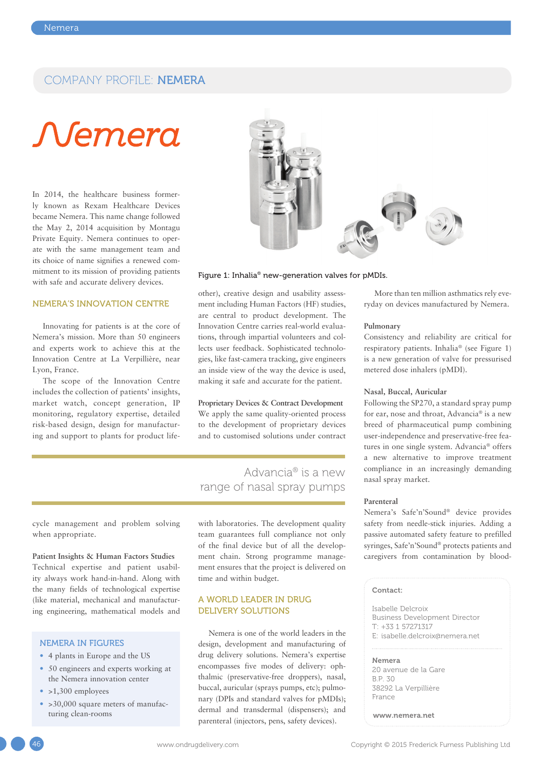# COMPANY PROFILE: NEMERA

In 2014, the healthcare business formerly known as Rexam Healthcare Devices became Nemera. This name change followed the May 2, 2014 acquisition by Montagu Private Equity. Nemera continues to operate with the same management team and its choice of name signifies a renewed commitment to its mission of providing patients with safe and accurate delivery devices.

## NEMERA'S INNOVATION CENTRE

Innovating for patients is at the core of Nemera's mission. More than 50 engineers and experts work to achieve this at the Innovation Centre at La Verpillière, near Lyon, France.

The scope of the Innovation Centre includes the collection of patients' insights, market watch, concept generation, IP monitoring, regulatory expertise, detailed risk-based design, design for manufacturing and support to plants for product lifecycle management and problem solving when appropriate.

### Patient Insights & Human Factors Studies

Technical expertise and patient usability always work hand-in-hand. Along with the many fields of technological expertise (like material, mechanical and manufacturing engineering, mathematical models and other), creative design and usability assessment team including Human Factors (HF) studies, are central to product development. The Innovation Centre carries real-world evaluations, through impartial volunteers and collects user feedback. Sophisticated technologies, like fast-camera tracking, give engineers an inside view of the way the device is used, making it safe and accurate for the patient.

### Proprietary Devices & Contract Development

We apply the same quality-oriented process to the development of proprietary devices and to customised solutions under contract with laboratories. The development quality team guarantees full compliance not only of the final device but of all the development chain. Strong programme management ensures that the project is delivered on time and within budget.

> Advancia® is a new range of nasal spray pumps

## NEMERA IN FIGURES

- 4 plants in Europe and the US
- 50 engineers and experts working at the Nemera innovation center
- >1,300 employees
- >30,000 square meters of manufacturing clean-rooms

## A WORLD LEADER IN DRUG DELIVERY SOLUTIONS

Nemera is one of the world leaders in the design, development and manufacturing of drug delivery solutions. Nemera's expertise encompasses five modes of delivery: ophthalmic (preservative-free droppers), nasal, buccal, auricular (sprays pumps, etc); pulmonary (DPIs and standard valves for pMDIs); dermal and transdermal (dispensers); and parenteral (injectors, pens, safety devices).

Figure 1: Inhalia® new-generation valves for pMDIs.

More than ten million asthmatics rely everyday on devices manufactured by Nemera.

### Pulmonary

Consistency and reliability are critical for respiratory patients. Inhalia® (see Figure 1) is a new generation of valve for pressurised metered dose inhalers (pMDI).

### Nasal, Buccal, Auricular

Following the SP270, a standard spray pump for ear, nose and throat, Advancia® is a new breed of pharmaceutical pump combining user-independence and preservative-free features in one single system. Advancia® offers a new alternative to improve treatment compliance in an increasingly demanding nasal spray market.

### Parenteral

Nemera's Safe'n'Sound® device provides safety from needle-stick injuries. Adding a passive automated safety feature to prefilled syringes, Safe'n'Sound® protects patients and caregivers from contamination by blood-

**Contact:**

Isabelle Delcroix
Business Development Director
T: +33 1 57271317
E: isabelle.delcroix@nemera.net

**Nemera**
20 avenue de la Gare
B.P. 30
38292 La Verpillière
France

**www.nemera.net**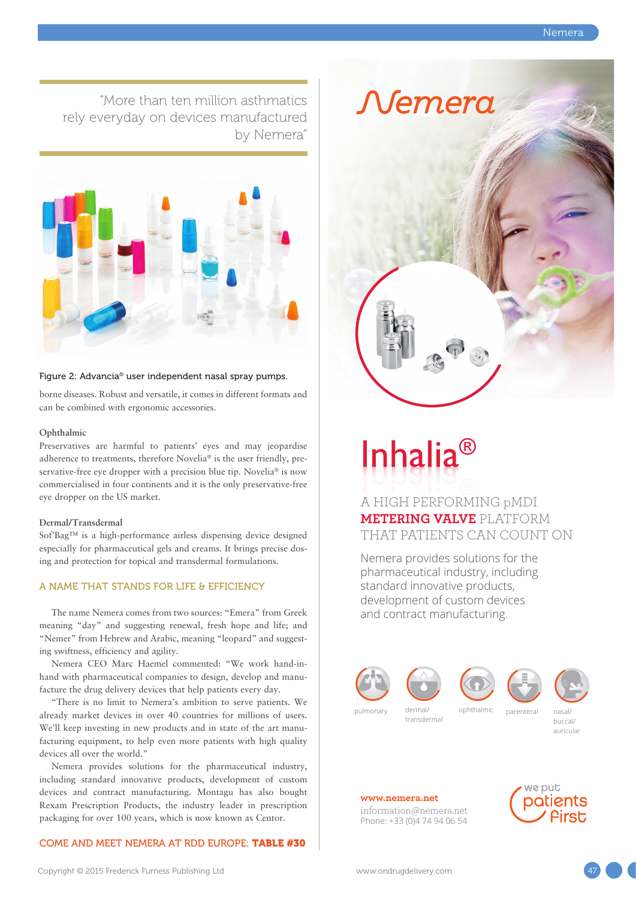"More than ten million asthmatics rely everyday on devices manufactured by Nemera"

Figure 2: Advancia® user independent nasal spray pumps.

borne diseases. Robust and versatile, it comes in different formats and can be combined with ergonomic accessories.

### Ophthalmic

Preservatives are harmful to patients' eyes and may jeopardise adherence to treatments, therefore Novelia® is the user friendly, preservative-free eye dropper with a precision blue tip. Novelia® is now commercialised in four continents and it is the only preservative-free eye dropper on the US market.

### Dermal/Transdermal

Sof'Bag™ is a high-performance airless dispensing device designed especially for pharmaceutical gels and creams. It brings precise dosing and protection for topical and transdermal formulations.

## A NAME THAT STANDS FOR LIFE & EFFICIENCY

The name Nemera comes from two sources: "Emera" from Greek meaning "day" and suggesting renewal, fresh hope and life; and "Nemer" from Hebrew and Arabic, meaning "leopard" and suggesting swiftness, efficiency and agility.

Nemera CEO Marc Haemel commented: "We work hand-in-hand with pharmaceutical companies to design, develop and manufacture the drug delivery devices that help patients every day.

"There is no limit to Nemera's ambition to serve patients. We already market devices in over 40 countries for millions of users. We'll keep investing in new products and in state of the art manufacturing equipment, to help even more patients with high quality devices all over the world."

Nemera provides solutions for the pharmaceutical industry, including standard innovative products, development of custom devices and contract manufacturing. Montagu has also bought Rexam Prescription Products, the industry leader in prescription packaging for over 100 years, which is now known as Centor.

COME AND MEET NEMERA AT RDD EUROPE: **TABLE #30**

Nemera

# Inhalia®

A HIGH PERFORMING pMDI **METERING VALVE** PLATFORM THAT PATIENTS CAN COUNT ON

Nemera provides solutions for the pharmaceutical industry, including standard innovative products, development of custom devices and contract manufacturing.

pulmonary

dermal/ transdermal

ophthalmic

parenteral

nasal/ buccal/ auricular

**www.nemera.net**
information@nemera.net
Phone: +33 (0)4 74 94 06 54

we put patients first

Copyright © 2015 Frederick Furness Publishing Ltd

www.ondrugdelivery.com